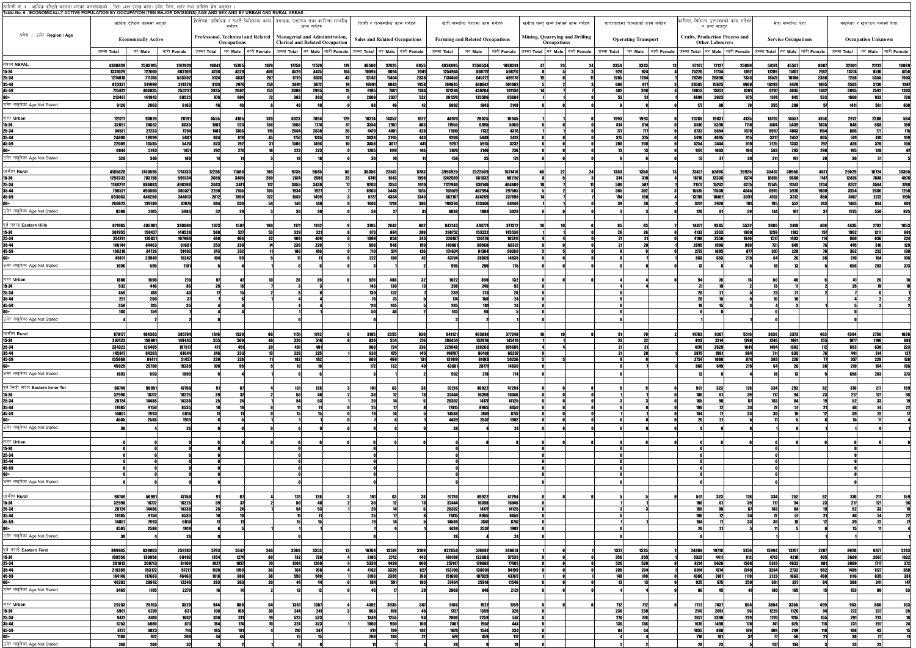तालिका सं. ६ : आर्थिक दृष्टिले काममा भएका जनसंख्याको - पेशा (दश प्रमुख भाग) उमेर, लिंग, शहर तथा ग्रामिण क्षेत्र अनुसार ।

**Table No. 6 : ECONOMICALLY ACTIVE POPULATION BY OCCUPATION (TEN MAJOR DIVISIONS) AGE AND SEX AND BY URBAN AND RURAL AREAS .**

| प्रदेश / उमेर Region / Age | आर्थिक दृष्टिले काममा भएका Economically Active | | | विशेषज्ञ, प्राविधिक र त्यस्तै किसिमका काम गर्नेहरु Professional, Technical and Related Occupations | | | प्रबन्धक, प्रशासक तथा कारिन्दा सम्बन्धि काम गर्नेहरु Managerial and Administration, Clerical and Related Occupation | | | बिक्री र तत्सम्बन्धि काम गर्नेहरु Sales and Related Occupations | | | खेती सम्बन्धि पेशामा काम गर्नेहरु Farming and Related Occupations | | | खनीज वस्तु खन्ने झिक्ने काम गर्नेहरु Mining, Quarrying and Drilling Occupations | | | यातायातमा चालकको काम गर्नेहरु Operating Transport | | | कारीगर, विभिन्न उत्पादनको काम गर्नेहरु र अन्य मजदुर Crafts, Production Process and Other Labourers | | | सेवा सम्बन्धि पेशा Service Occupations | | | नखुलेका र खुलाउन नसक्ने पेशा Occupation Unknown | | |
|---|---|---|---|---|---|---|---|---|---|---|---|---|---|---|---|---|---|---|---|---|---|---|---|---|---|---|---|---|---|---|
| | जम्मा Total | नर Male | नारी Female | जम्मा Total | नर Male | नारी Female | जम्मा Total | नर Male | नारी Female | जम्मा Total | नर Male | नारी Female | जम्मा Total | नर Male | नारी Female | जम्मा Total | नर Male | नारी Female | जम्मा Total | नर Male | नारी Female | जम्मा Total | नर Male | नारी Female | जम्मा Total | नर Male | नारी Female | जम्मा Total | नर Male | नारी Female |
| नेपाल NEPAL | 4306839 | 2563915 | 1742924 | 16841 | 15765 | 1076 | 17758 | 17579 | 179 | 46580 | 37925 | 8655 | 4038895 | 2350534 | 1688361 | 47 | 23 | 24 | 3356 | 3343 | 13 | 97187 | 72127 | 25060 | 54174 | 45507 | 8667 | 32001 | 21112 | 10889 |
| 15-24 | 1331029 | 727860 | 603169 | 4736 | 4328 | 408 | 4529 | 4425 | 104 | 10095 | 8094 | 2001 | 1254944 | 668727 | 586217 | 8 | 5 | 3 | 928 | 924 | 4 | 25226 | 17734 | 7492 | 17289 | 15107 | 2182 | 13274 | 8516 | 4758 |
| 25-34 | 1214818 | 711316 | 503502 | 5124 | 4837 | 287 | 6119 | 6076 | 43 | 13742 | 11404 | 2338 | 1134450 | 645272 | 489178 | 19 | 8 | 11 | 1285 | 1284 | 1 | 28249 | 20896 | 7353 | 18572 | 16184 | 2388 | 7258 | 5355 | 1903 |
| 35-44 | 823327 | 511999 | 311328 | 3124 | 2974 | 150 | 3691 | 3672 | 19 | 10601 | 8643 | 1958 | 769845 | 468842 | 301003 | 5 | 2 | 3 | 680 | 677 | 3 | 20505 | 15625 | 4960 | 10293 | 8428 | 1865 | 4503 | 3136 | 1367 |
| 45-59 | 715072 | 464835 | 250237 | 2835 | 2682 | 153 | 3008 | 2995 | 13 | 9185 | 7401 | 1784 | 671934 | 430204 | 241730 | 14 | 7 | 7 | 402 | 398 | 4 | 18052 | 13851 | 4201 | 6287 | 4645 | 1642 | 3895 | 2592 | 1303 |
| 60+ | 213467 | 144942 | 68525 | 976 | 904 | 72 | 363 | 363 | 0 | 2869 | 2337 | 532 | 201270 | 135586 | 65684 | 1 | 1 | 0 | 52 | 51 | 1 | 4898 | 3923 | 975 | 1378 | 845 | 533 | 1660 | 932 | 728 |
| उमेर नखुलेका Age Not Stated | 9126 | 2963 | 6163 | 46 | 40 | 6 | 48 | 48 | 0 | 88 | 46 | 42 | 6992 | 1843 | 5149 | 0 | 0 | 0 | 9 | 9 | 0 | 177 | 98 | 79 | 355 | 298 | 57 | 1411 | 581 | 830 |
| शहर Urban | 121211 | 93020 | 28191 | 4555 | 4185 | 370 | 8023 | 7894 | 129 | 16224 | 14352 | 1872 | 44970 | 28025 | 16945 | 1 | 1 | 0 | 1993 | 1993 | 0 | 23766 | 19631 | 4135 | 18707 | 14551 | 4156 | 2972 | 2388 | 584 |
| 15-24 | 32697 | 24662 | 8035 | 1081 | 923 | 158 | 1855 | 1774 | 81 | 3354 | 2951 | 403 | 11955 | 6895 | 5060 | 0 | 0 | 0 | 614 | 614 | 0 | 6516 | 5398 | 1118 | 6474 | 5439 | 1035 | 848 | 668 | 180 |
| 25-34 | 34527 | 27233 | 7294 | 1481 | 1366 | 115 | 2664 | 2638 | 26 | 4479 | 4051 | 428 | 11510 | 7132 | 4378 | 1 | 1 | 0 | 777 | 777 | 0 | 6732 | 5654 | 1078 | 5997 | 4843 | 1154 | 886 | 771 | 115 |
| 35-44 | 24806 | 18999 | 5807 | 864 | 819 | 45 | 1757 | 1745 | 12 | 3638 | 3195 | 443 | 9266 | 5848 | 3418 | 0 | 0 | 0 | 375 | 375 | 0 | 5010 | 4095 | 915 | 3317 | 2452 | 865 | 579 | 470 | 109 |
| 45-59 | 22009 | 16585 | 5424 | 823 | 792 | 31 | 1506 | 1496 | 10 | 3458 | 3017 | 441 | 9207 | 5975 | 3232 | 0 | 0 | 0 | 208 | 208 | 0 | 4254 | 3444 | 810 | 2125 | 1333 | 792 | 428 | 320 | 108 |
| 60+ | 6644 | 5193 | 1451 | 292 | 274 | 18 | 223 | 223 | 0 | 1265 | 1119 | 146 | 2876 | 2140 | 736 | 0 | 0 | 0 | 13 | 13 | 0 | 1197 | 1003 | 194 | 583 | 293 | 290 | 195 | 128 | 67 |
| उमेर नखुलेका Age Not Stated | 528 | 348 | 180 | 14 | 11 | 3 | 18 | 18 | 0 | 30 | 19 | 11 | 156 | 35 | 121 | 0 | 0 | 0 | 6 | 6 | 0 | 57 | 37 | 20 | 211 | 191 | 20 | 36 | 31 | 5 |
| ग्रामीण Rural | 4185628 | 2470895 | 1714733 | 12286 | 11580 | 706 | 9735 | 9685 | 50 | 30356 | 23573 | 6783 | 3993925 | 2322509 | 1671416 | 46 | 22 | 24 | 1363 | 1350 | 13 | 73421 | 52496 | 20925 | 35467 | 30956 | 4511 | 29029 | 18724 | 10305 |
| 15-24 | 1298332 | 703198 | 595134 | 3655 | 3405 | 250 | 2674 | 2651 | 23 | 6741 | 5143 | 1598 | 1242989 | 661832 | 581157 | 8 | 5 | 3 | 314 | 310 | 4 | 18710 | 12336 | 6374 | 10815 | 9668 | 1147 | 12426 | 7848 | 4578 |
| 25-34 | 1180291 | 684083 | 496208 | 3643 | 3471 | 172 | 3455 | 3438 | 17 | 9263 | 7353 | 1910 | 1122940 | 638140 | 484800 | 18 | 7 | 11 | 508 | 507 | 1 | 21517 | 15242 | 6275 | 12575 | 11341 | 1234 | 6372 | 4584 | 1788 |
| 35-44 | 798521 | 493000 | 305521 | 2260 | 2155 | 105 | 1934 | 1927 | 7 | 6963 | 5448 | 1515 | 760579 | 462994 | 297585 | 5 | 2 | 3 | 305 | 302 | 3 | 15575 | 11530 | 4045 | 6976 | 5976 | 1000 | 3924 | 2666 | 1258 |
| 45-59 | 693063 | 448250 | 244813 | 2012 | 1890 | 122 | 1502 | 1499 | 3 | 5727 | 4384 | 1343 | 662187 | 424289 | 237898 | 14 | 7 | 7 | 194 | 190 | 4 | 13798 | 10407 | 3391 | 4162 | 3312 | 850 | 3467 | 2272 | 1195 |
| 60+ | 206823 | 139749 | 67074 | 684 | 630 | 54 | 140 | 140 | 0 | 1604 | 1218 | 386 | 198394 | 133446 | 64948 | 1 | 1 | 0 | 39 | 38 | 1 | 3701 | 2920 | 781 | 795 | 552 | 243 | 1465 | 804 | 661 |
| उमेर नखुलेका Age Not Stated | 8598 | 2615 | 5983 | 32 | 29 | 3 | 30 | 30 | 0 | 58 | 27 | 31 | 6836 | 1808 | 5028 | 0 | 0 | 0 | 3 | 3 | 0 | 120 | 61 | 59 | 144 | 107 | 37 | 1375 | 550 | 825 |
| पूर्व पहाड Eastern Hills | 871985 | 485981 | 386004 | 1673 | 1567 | 106 | 1171 | 1162 | 9 | 3705 | 2843 | 862 | 842143 | 464771 | 377372 | 10 | 10 | 0 | 85 | 83 | 2 | 14877 | 9345 | 5532 | 3886 | 3418 | 468 | 4435 | 2782 | 1653 |
| 15-24 | 307955 | 159427 | 148528 | 580 | 527 | 53 | 329 | 321 | 8 | 973 | 684 | 289 | 298752 | 153222 | 145530 | 1 | 1 | 0 | 26 | 26 | 0 | 4133 | 2333 | 1800 | 1259 | 1102 | 157 | 1902 | 1211 | 691 |
| 25-34 | 234781 | 126821 | 107960 | 488 | 466 | 22 | 409 | 409 | 0 | 1099 | 856 | 243 | 226187 | 120476 | 105711 | 4 | 4 | 0 | 21 | 21 | 0 | 4196 | 2550 | 1646 | 1517 | 1403 | 114 | 860 | 636 | 224 |
| 35-44 | 146144 | 84463 | 61681 | 253 | 239 | 14 | 230 | 229 | 1 | 698 | 548 | 150 | 140881 | 80560 | 60321 | 0 | 0 | 0 | 21 | 20 | 1 | 2895 | 1906 | 989 | 721 | 645 | 76 | 445 | 316 | 129 |
| 45-59 | 136218 | 84726 | 51492 | 243 | 232 | 11 | 186 | 186 | 0 | 710 | 574 | 136 | 131624 | 81364 | 50260 | 5 | 5 | 0 | 9 | 9 | 0 | 2772 | 1895 | 877 | 307 | 229 | 78 | 362 | 232 | 130 |
| 60+ | 45191 | 29949 | 15242 | 104 | 99 | 5 | 11 | 11 | 0 | 222 | 180 | 42 | 43704 | 28869 | 14835 | 0 | 0 | 0 | 8 | 7 | 1 | 868 | 653 | 215 | 64 | 26 | 38 | 210 | 104 | 106 |
| उमेर नखुलेका Age Not Stated | 1696 | 595 | 1101 | 5 | 4 | 1 | 6 | 6 | 0 | 3 | 1 | 2 | 995 | 280 | 715 | 0 | 0 | 0 | 0 | 0 | 0 | 13 | 8 | 5 | 18 | 13 | 5 | 656 | 283 | 373 |
| शहर Urban | 1808 | 1598 | 210 | 57 | 47 | 10 | 20 | 20 | 0 | 520 | 488 | 32 | 1022 | 890 | 132 | 0 | | | 4 | 4 | 0 | 94 | 78 | 16 | 50 | 45 | 5 | 41 | 26 | 15 |
| 15-24 | 532 | 446 | 86 | 25 | 18 | 7 | 3 | 3 | 0 | 143 | 130 | 13 | 298 | 246 | 52 | 0 | | | 4 | 4 | 0 | 21 | 19 | 2 | 13 | 11 | 2 | 25 | 15 | 10 |
| 25-34 | 459 | 416 | 43 | 17 | 15 | 2 | 8 | 8 | 0 | 139 | 132 | 7 | 239 | 213 | 26 | 0 | | | 0 | | | 26 | 21 | 5 | 23 | 21 | 2 | 7 | 6 | 1 |
| 35-44 | 297 | 260 | 37 | 7 | 6 | 1 | 4 | 4 | 0 | 78 | 73 | 5 | 174 | 150 | 24 | 0 | | | 0 | | | 20 | 15 | 5 | 10 | 10 | 0 | 4 | 2 | 2 |
| 45-59 | 350 | 315 | 35 | 4 | 4 | 0 | 4 | 4 | 0 | 110 | 105 | 5 | 205 | 181 | 24 | 0 | | | 0 | | | 18 | 15 | 3 | 4 | 3 | 1 | 5 | 3 | 2 |
| 60+ | 166 | 159 | 7 | 4 | 4 | 0 | 1 | 1 | 0 | 50 | 48 | 2 | 103 | 98 | 5 | 0 | | | 0 | | | 8 | 8 | 0 | | | | | | |
| उमेर नखुलेका Age Not Stated | 4 | 2 | 2 | 0 | | | 0 | | | 0 | | | 3 | 2 | 1 | 0 | | | 0 | | | 1 | 1 | 0 | 0 | | | | | |
| ग्रामीण Rural | 870177 | 484383 | 385794 | 1616 | 1520 | 96 | 1151 | 1142 | 9 | 3185 | 2355 | 830 | 841121 | 463881 | 377240 | 10 | 10 | 0 | 81 | 79 | 2 | 14783 | 9267 | 5516 | 3836 | 3373 | 463 | 4394 | 2756 | 1638 |
| 15-24 | 307423 | 158981 | 148442 | 555 | 509 | 46 | 326 | 318 | 8 | 830 | 554 | 276 | 298454 | 152976 | 145478 | 1 | 1 | 0 | 22 | 22 | 0 | 4112 | 2314 | 1798 | 1246 | 1091 | 155 | 1877 | 1196 | 681 |
| 25-34 | 234322 | 126405 | 107917 | 471 | 451 | 20 | 401 | 401 | 0 | 960 | 724 | 236 | 225948 | 120263 | 105685 | 4 | 4 | 0 | 21 | 21 | 0 | 4170 | 2529 | 1641 | 1494 | 1382 | 112 | 853 | 630 | 223 |
| 35-44 | 145847 | 84203 | 61644 | 246 | 233 | 13 | 226 | 225 | 1 | 620 | 475 | 145 | 140707 | 80410 | 60297 | 0 | 0 | 0 | 21 | 20 | 1 | 2875 | 1891 | 984 | 711 | 635 | 76 | 441 | 314 | 127 |
| 45-59 | 135868 | 84411 | 51457 | 239 | 228 | 11 | 182 | 182 | 0 | 600 | 469 | 131 | 131419 | 81183 | 50236 | 5 | 5 | 0 | 9 | 9 | 0 | 2754 | 1880 | 874 | 303 | 226 | 77 | 357 | 229 | 128 |
| 60+ | 45025 | 29790 | 15235 | 100 | 95 | 5 | 10 | 10 | 0 | 172 | 132 | 40 | 43601 | 28771 | 14830 | 0 | 0 | 0 | 8 | 7 | 1 | 860 | 645 | 215 | 64 | 26 | 38 | 210 | 104 | 106 |
| उमेर नखुलेका Age Not Stated | 1692 | 593 | 1099 | 5 | 4 | 1 | 6 | 6 | 0 | 3 | 1 | 2 | 992 | 278 | 714 | 0 | 0 | 0 | 0 | 0 | 0 | 12 | 7 | 5 | 18 | 13 | 5 | 656 | 283 | 373 |
| पूर्व भित्री मदेश Eastern Inner Ter | 98749 | 50991 | 47758 | 91 | 87 | 4 | 131 | 128 | 3 | 101 | 63 | 38 | 97216 | 49922 | 47294 | 0 | 0 | 0 | 5 | 5 | 0 | 501 | 323 | 178 | 334 | 252 | 82 | 370 | 211 | 159 |
| 15-24 | 32998 | 16772 | 16226 | 39 | 37 | 2 | 50 | 48 | 2 | 30 | 12 | 18 | 32444 | 16398 | 16046 | 0 | 0 | 0 | 1 | 1 | 0 | 100 | 61 | 39 | 117 | 94 | 23 | 217 | 121 | 96 |
| 25-34 | 28724 | 14486 | 14238 | 25 | 24 | 1 | 54 | 53 | 1 | 20 | 14 | 6 | 28302 | 14177 | 14125 | 0 | 0 | 0 | 3 | 3 | 0 | 165 | 98 | 67 | 103 | 84 | 19 | 52 | 33 | 19 |
| 35-44 | 17685 | 9150 | 8535 | 10 | 10 | 0 | 11 | 11 | 0 | 25 | 17 | 8 | 17415 | 8965 | 8450 | 0 | 0 | 0 | 0 | 0 | 0 | 106 | 72 | 34 | 72 | 51 | 21 | 46 | 24 | 22 |
| 45-59 | 14807 | 7993 | 6814 | 11 | 11 | 0 | 15 | 15 | 0 | 19 | 14 | 5 | 14588 | 7841 | 6747 | 0 | 0 | 0 | 1 | 1 | 0 | 104 | 71 | 33 | 30 | 18 | 12 | 39 | 22 | 17 |
| 60+ | 4505 | 2586 | 1919 | 6 | 5 | 1 | 1 | 1 | 0 | 7 | 6 | 1 | 4439 | 2537 | 1902 | 0 | 0 | 0 | 0 | 0 | 0 | 26 | 21 | 5 | 11 | 5 | 6 | 15 | 11 | 4 |
| उमेर नखुलेका Age Not Stated | 30 | 4 | 26 | 0 | 0 | 0 | 0 | 0 | 0 | 0 | 0 | 0 | 28 | 4 | 24 | 0 | 0 | 0 | 0 | 0 | 0 | 0 | 0 | 0 | 1 | 0 | 1 | 1 | 0 | 1 |
| शहर Urban | 0 | 0 | 0 | 0 | 0 | 0 | 0 | 0 | 0 | 0 | 0 | 0 | 0 | 0 | 0 | 0 | 0 | 0 | 0 | 0 | 0 | 0 | 0 | 0 | 0 | 0 | 0 | 0 | 0 | 0 |
| 15-24 | 0 | 0 | 0 | 0 | 0 | 0 | 0 | 0 | 0 | 0 | 0 | 0 | 0 | 0 | 0 | 0 | 0 | 0 | 0 | 0 | 0 | 0 | 0 | 0 | 0 | 0 | 0 | 0 | 0 | 0 |
| 25-34 | 0 | 0 | 0 | 0 | 0 | 0 | 0 | 0 | 0 | 0 | 0 | 0 | 0 | 0 | 0 | 0 | 0 | 0 | 0 | 0 | 0 | 0 | 0 | 0 | 0 | 0 | 0 | 0 | 0 | 0 |
| 35-44 | 0 | 0 | 0 | 0 | 0 | 0 | 0 | 0 | 0 | 0 | 0 | 0 | 0 | 0 | 0 | 0 | 0 | 0 | 0 | 0 | 0 | 0 | 0 | 0 | 0 | 0 | 0 | 0 | 0 | 0 |
| 45-59 | 0 | 0 | 0 | 0 | 0 | 0 | 0 | 0 | 0 | 0 | 0 | 0 | 0 | 0 | 0 | 0 | 0 | 0 | 0 | 0 | 0 | 0 | 0 | 0 | 0 | 0 | 0 | 0 | 0 | 0 |
| 60+ | 0 | 0 | 0 | 0 | 0 | 0 | 0 | 0 | 0 | 0 | 0 | 0 | 0 | 0 | 0 | 0 | 0 | 0 | 0 | 0 | 0 | 0 | 0 | 0 | 0 | 0 | 0 | 0 | 0 | 0 |
| उमेर नखुलेका Age Not Stated | 0 | 0 | 0 | 0 | 0 | 0 | 0 | 0 | 0 | 0 | 0 | 0 | 0 | 0 | 0 | 0 | 0 | 0 | 0 | 0 | 0 | 0 | 0 | 0 | 0 | 0 | 0 | 0 | 0 | 0 |
| ग्रामीण Rural | 98749 | 50991 | 47758 | 91 | 87 | 4 | 131 | 128 | 3 | 101 | 63 | 38 | 97216 | 49922 | 47294 | 0 | 0 | 0 | 5 | 5 | 0 | 501 | 323 | 178 | 334 | 252 | 82 | 370 | 211 | 159 |
| 15-24 | 32998 | 16772 | 16226 | 39 | 37 | 2 | 50 | 48 | 2 | 30 | 12 | 18 | 32444 | 16398 | 16046 | 0 | 0 | 0 | 1 | 1 | 0 | 100 | 61 | 39 | 117 | 94 | 23 | 217 | 121 | 96 |
| 25-34 | 28724 | 14486 | 14238 | 25 | 24 | 1 | 54 | 53 | 1 | 20 | 14 | 6 | 28302 | 14177 | 14125 | 0 | 0 | 0 | 3 | 3 | 0 | 165 | 98 | 67 | 103 | 84 | 19 | 52 | 33 | 19 |
| 35-44 | 17685 | 9150 | 8535 | 10 | 10 | 0 | 11 | 11 | 0 | 25 | 17 | 8 | 17415 | 8965 | 8450 | 0 | 0 | 0 | 0 | 0 | 0 | 106 | 72 | 34 | 72 | 51 | 21 | 46 | 24 | 22 |
| 45-59 | 14807 | 7993 | 6814 | 11 | 11 | 0 | 15 | 15 | 0 | 19 | 14 | 5 | 14588 | 7841 | 6747 | 0 | 0 | 0 | 1 | 1 | 0 | 104 | 71 | 33 | 30 | 18 | 12 | 39 | 22 | 17 |
| 60+ | 4505 | 2586 | 1919 | 6 | 5 | 1 | 1 | 1 | 0 | 7 | 6 | 1 | 4439 | 2537 | 1902 | 0 | 0 | 0 | 0 | 0 | 0 | 26 | 21 | 5 | 11 | 5 | 6 | 15 | 11 | 4 |
| उमेर नखुलेका Age Not Stated | 30 | 4 | 26 | 0 | 0 | 0 | 0 | 0 | 0 | 0 | 0 | 0 | 28 | 4 | 24 | 0 | 0 | 0 | 0 | 0 | 0 | 0 | 0 | 0 | 1 | 0 | 1 | 1 | 0 | 1 |
| पूर्व तराई Eastern Terai | 899645 | 639863 | 259782 | 5793 | 5547 | 246 | 3366 | 3353 | 13 | 16708 | 13519 | 3189 | 822658 | 576097 | 246561 | 1 | 1 | 0 | 1337 | 1335 | 2 | 24868 | 19718 | 5150 | 15994 | 13707 | 2287 | 8920 | 6677 | 2243 |
| 15-24 | 199550 | 139058 | 60492 | 1354 | 1274 | 80 | 732 | 728 | 4 | 3185 | 2742 | 443 | 180198 | 122663 | 57535 | 0 | 0 | 0 | 356 | 355 | 1 | 5323 | 4411 | 912 | 4713 | 4218 | 495 | 3689 | 2667 | 1022 |
| 25-34 | 281813 | 200713 | 81100 | 1927 | 1857 | 70 | 1264 | 1260 | 4 | 5339 | 4439 | 900 | 257147 | 179062 | 78085 | 0 | 0 | 0 | 520 | 520 | 0 | 8214 | 6626 | 1588 | 5313 | 4632 | 681 | 2089 | 1717 | 372 |
| 35-44 | 210389 | 153172 | 57217 | 1195 | 1159 | 36 | 764 | 760 | 4 | 4162 | 3335 | 827 | 193190 | 138991 | 54199 | 0 | 0 | 0 | 295 | 294 | 1 | 6014 | 4774 | 1240 | 3284 | 2732 | 552 | 1485 | 1127 | 358 |
| 45-59 | 164146 | 117683 | 46463 | 1018 | 980 | 38 | 550 | 549 | 1 | 3193 | 2395 | 798 | 151690 | 107925 | 43765 | 1 | 1 | 0 | 149 | 149 | 0 | 4306 | 3187 | 1119 | 2123 | 1663 | 460 | 1116 | 835 | 281 |
| 60+ | 40282 | 28042 | 12240 | 283 | 263 | 20 | 44 | 44 | 0 | 784 | 591 | 193 | 37464 | 25918 | 11546 | 0 | 0 | 0 | 13 | 13 | 0 | 925 | 675 | 250 | 381 | 297 | 84 | 388 | 241 | 147 |
| उमेर नखुलेका Age Not Stated | 3465 | 1195 | 2270 | 16 | 14 | 2 | 12 | 12 | 0 | 45 | 17 | 28 | 2969 | 848 | 2121 | 0 | 0 | 0 | 4 | 4 | 0 | 86 | 45 | 41 | 180 | 165 | 15 | 153 | 90 | 63 |
| शहर Urban | 29283 | 25763 | 3520 | 944 | 880 | 64 | 1361 | 1357 | 4 | 4302 | 3935 | 367 | 9416 | 7627 | 1789 | 0 | | | 712 | 712 | 0 | 7731 | 7037 | 694 | 3854 | 3355 | 499 | 963 | 860 | 103 |
| 15-24 | 6901 | 6270 | 631 | 198 | 168 | 30 | 244 | 241 | 3 | 863 | 818 | 45 | 1727 | 1399 | 328 | 0 | | | 230 | 230 | 0 | 2147 | 2051 | 96 | 1220 | 1126 | 94 | 272 | 237 | 35 |
| 25-34 | 9472 | 8410 | 1062 | 330 | 311 | 19 | 523 | 523 | 0 | 1349 | 1255 | 94 | 2806 | 2259 | 547 | 0 | | | 276 | 276 | 0 | 2627 | 2398 | 229 | 1270 | 1115 | 155 | 291 | 273 | 18 |
| 35-44 | 6753 | 5880 | 873 | 184 | 174 | 10 | 324 | 323 | 1 | 1060 | 960 | 100 | 2401 | 1957 | 444 | 0 | | | 136 | 136 | 0 | 1676 | 1498 | 178 | 741 | 625 | 116 | 231 | 207 | 24 |
| 45-59 | 4737 | 4023 | 714 | 185 | 181 | 4 | 247 | 247 | 0 | 811 | 709 | 102 | 1878 | 1544 | 334 | 0 | | | 64 | 64 | 0 | 1035 | 886 | 149 | 409 | 299 | 110 | 108 | 93 | 15 |
| 60+ | 1180 | 972 | 208 | 44 | 44 | 0 | 15 | 15 | 0 | 208 | 186 | 22 | 576 | 459 | 117 | 0 | | | 4 | 4 | 0 | 218 | 181 | 37 | 77 | 56 | 21 | 38 | 27 | 11 |
| उमेर नखुलेका Age Not Stated | 240 | 208 | 32 | 3 | 2 | 1 | 8 | 8 | 0 | 11 | 7 | 4 | 28 | 9 | 19 | 0 | | | 2 | 2 | 0 | 28 | 23 | 5 | 137 | 134 | 3 | 23 | 23 | 0 |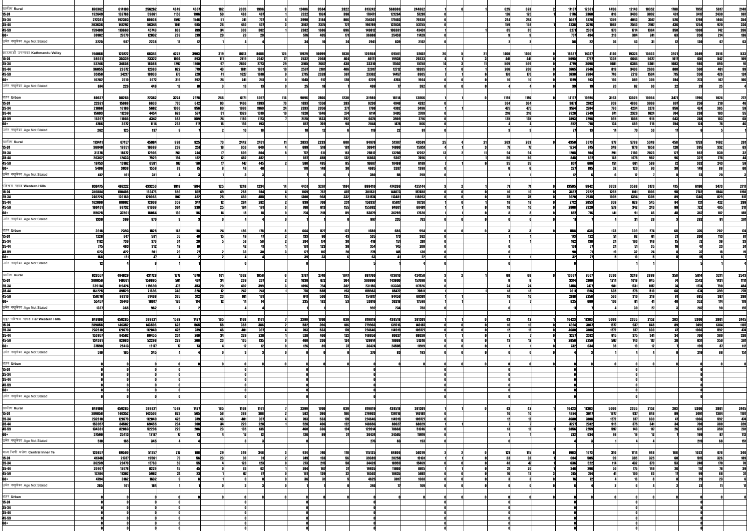| | | | | | | | | | | | | | | | | | | | | | | | | | | | | | | |
|---|---|---|---|---|---|---|---|---|---|---|---|---|---|---|---|---|---|---|---|---|---|---|---|---|---|---|---|---|---|---|
| ग्रामीण Rural | 870362 | 614100 | 256262 | 4849 | 4667 | 182 | 2005 | 1996 | 9 | 12406 | 9584 | 2822 | 813242 | 568380 | 244862 | 1 | | 0 | 625 | 623 | 2 | 17137 | 12681 | 4456 | 12140 | 10352 | 1788 | 7957 | 5017 | 2940 |
| 15-24 | 192649 | 132780 | 59861 | 1156 | 1106 | 50 | 488 | 487 | 1 | 2322 | 1924 | 398 | 178471 | 121264 | 57207 | | | | 126 | 125 | 1 | 3170 | 2360 | 810 | 3493 | 3092 | 401 | 3417 | 2430 | 987 |
| 25-34 | 272341 | 192363 | 80038 | 1597 | 1546 | 51 | 741 | 737 | 4 | 3990 | 3184 | 806 | 254341 | 177403 | 76938 | | | | 244 | 244 | 0 | 5587 | 4228 | 1359 | 4043 | 3517 | 526 | 1798 | 1444 | 354 |
| 35-44 | 203636 | 147292 | 56344 | 1011 | 985 | 26 | 440 | 437 | 3 | 3102 | 2375 | 727 | 190789 | 137034 | 53755 | | | | 159 | 158 | 1 | 4336 | 3276 | 1060 | 2543 | 2107 | 436 | 1254 | 920 | 334 |
| 45-59 | 159409 | 113660 | 45749 | 833 | 799 | 34 | 303 | 302 | 1 | 2382 | 1686 | 696 | 149812 | 106381 | 43431 | 1 | | | 85 | 85 | 0 | 3271 | 2301 | 970 | 1714 | 1364 | 350 | 1008 | 742 | 266 |
| 60+ | 39102 | 27070 | 12032 | 239 | 219 | 20 | 29 | 29 | 0 | 576 | 405 | 171 | 36888 | 25459 | 11429 | | | | 9 | 9 | 0 | 707 | 494 | 213 | 304 | 241 | 63 | 350 | 214 | 136 |
| उमेर नखुलेका Age Not Stated | 3225 | 987 | 2238 | 13 | 12 | 1 | 4 | 4 | 0 | 34 | 18 | 16 | 2941 | 839 | 2102 | | | | 2 | 2 | 0 | 58 | 22 | 36 | 43 | 31 | 12 | 130 | 67 | 63 |
| काठमाडौं उपत्यका Kathmandu Valley | 194068 | 125722 | 68346 | 4222 | 3903 | 319 | 8613 | 8488 | 125 | 11929 | 10099 | 1830 | 126958 | 69501 | 57457 | 26 | | 21 | 1460 | 1460 | 0 | 18487 | 14347 | 4140 | 19324 | 15403 | 3921 | 3049 | 2516 | 533 |
| 15-24 | 58661 | 35339 | 23322 | 1004 | 893 | 111 | 2119 | 2042 | 77 | 2532 | 2068 | 464 | 40171 | 19938 | 20233 | 4 | 1 | 3 | 441 | 441 | 0 | 5095 | 3787 | 1308 | 6644 | 5627 | 1017 | 651 | 542 | 109 |
| 25-34 | 53246 | 34658 | 18588 | 1297 | 1200 | 97 | 2802 | 2773 | 29 | 3105 | 2667 | 438 | 33310 | 17552 | 15758 | 14 | 3 | 11 | 569 | 569 | 0 | 4779 | 3698 | 1081 | 6364 | 5301 | 1063 | 986 | 895 | 91 |
| 35-44 | 36055 | 23672 | 12383 | 822 | 779 | 43 | 1811 | 1801 | 10 | 2507 | 2101 | 406 | 22917 | 12712 | 10205 | 1 | | | 266 | 266 | 0 | 3765 | 2946 | 819 | 3406 | 2606 | 800 | 560 | 461 | 99 |
| 45-59 | 35150 | 24217 | 10933 | 770 | 729 | 41 | 1627 | 1618 | 9 | 2715 | 2328 | 387 | 23362 | 14457 | 8905 | 7 | 1 | 6 | 170 | 170 | 0 | 3730 | 2984 | 746 | 2219 | 1504 | 715 | 550 | 426 | 124 |
| 60+ | 10282 | 7610 | 2672 | 316 | 292 | 24 | 241 | 241 | 0 | 1045 | 917 | 128 | 6729 | 4765 | 1964 | | | | 10 | 10 | 0 | 1079 | 913 | 166 | 589 | 305 | 284 | 273 | 167 | 106 |
| उमेर नखुलेका Age Not Stated | 674 | 226 | 448 | 13 | 10 | 3 | 13 | 13 | 0 | 25 | 18 | 7 | 469 | 77 | 392 | | | | 4 | 4 | 0 | 39 | 19 | 20 | 82 | 60 | 22 | 29 | 25 | 4 |
| शहर Urban | 80627 | 58265 | 22362 | 3224 | 2978 | 246 | 6171 | 6057 | 114 | 9096 | 7866 | 1230 | 31980 | 18114 | 13866 | 1 | 1 | 0 | 1197 | 1197 | 0 | 14137 | 10974 | 3163 | 13525 | 10054 | 3471 | 1296 | 1024 | 272 |
| 15-24 | 22621 | 15988 | 6633 | 735 | 642 | 93 | 1466 | 1393 | 73 | 1833 | 1558 | 275 | 9230 | 4948 | 4282 | | | | 364 | 364 | 0 | 3871 | 2912 | 959 | 4866 | 3969 | 897 | 256 | 210 | 46 |
| 25-34 | 21868 | 16186 | 5682 | 1036 | 956 | 80 | 1993 | 1969 | 24 | 2333 | 2056 | 277 | 7798 | 4302 | 3496 | 1 | 1 | 0 | 475 | 475 | 0 | 3574 | 2784 | 790 | 4234 | 3278 | 956 | 424 | 365 | 59 |
| 35-44 | 15693 | 11239 | 4454 | 626 | 597 | 29 | 1329 | 1319 | 10 | 1920 | 1646 | 274 | 6114 | 3405 | 2709 | | | | 216 | 216 | 0 | 2920 | 2249 | 671 | 2328 | 1624 | 704 | 238 | 183 | 55 |
| 45-59 | 15307 | 11055 | 4342 | 583 | 559 | 24 | 1180 | 1173 | 7 | 2125 | 1833 | 292 | 6675 | 3959 | 2716 | | | | 135 | 135 | 0 | 2893 | 2298 | 595 | 1558 | 915 | 643 | 248 | 183 | 65 |
| 60+ | 4786 | 3672 | 1114 | 233 | 217 | 16 | 193 | 193 | 0 | 867 | 769 | 98 | 2044 | 1478 | 566 | | | | 4 | 4 | 0 | 852 | 718 | 134 | 469 | 215 | 254 | 124 | 78 | 46 |
| उमेर नखुलेका Age Not Stated | 262 | 125 | 137 | 11 | 7 | 4 | 10 | 10 | 0 | 18 | 12 | 6 | 119 | 22 | 97 | | | | 3 | 3 | 0 | 27 | 13 | 14 | 70 | 53 | 17 | 6 | 5 | 1 |
| ग्रामीण Rural | 113441 | 67457 | 45984 | 998 | 925 | 73 | 2442 | 2431 | 11 | 2833 | 2233 | 600 | 94978 | 51387 | 43591 | 25 | 4 | 21 | 263 | 263 | 0 | 4350 | 3373 | 977 | 5799 | 5349 | 450 | 1753 | 1492 | 261 |
| 15-24 | 36040 | 19351 | 16689 | 269 | 251 | 18 | 653 | 649 | 4 | 699 | 510 | 189 | 30941 | 14990 | 15951 | 4 | 1 | 3 | 77 | 77 | 0 | 1224 | 875 | 349 | 1778 | 1658 | 120 | 395 | 332 | 63 |
| 25-34 | 31378 | 18472 | 12906 | 261 | 244 | 17 | 809 | 804 | 5 | 772 | 611 | 161 | 25512 | 13250 | 12262 | 13 | 2 | 11 | 94 | 94 | 0 | 1205 | 914 | 291 | 2150 | 2023 | 127 | 562 | 530 | 32 |
| 35-44 | 20362 | 12433 | 7929 | 196 | 182 | 14 | 482 | 482 | 0 | 587 | 455 | 132 | 16803 | 9307 | 7496 | 1 | | | 50 | 50 | 0 | 845 | 697 | 148 | 1078 | 982 | 96 | 322 | 278 | 44 |
| 45-59 | 19753 | 13162 | 6591 | 187 | 170 | 17 | 447 | 445 | 2 | 590 | 495 | 95 | 16687 | 10498 | 6189 | 7 | 1 | 6 | 35 | 35 | 0 | 837 | 686 | 151 | 661 | 589 | 72 | 302 | 243 | 59 |
| 60+ | 5496 | 3938 | 1558 | 83 | 75 | 8 | 48 | 48 | 0 | 178 | 148 | 30 | 4685 | 3287 | 1398 | | | | | | | 227 | 195 | 32 | 120 | 90 | 30 | 149 | 89 | 60 |
| उमेर नखुलेका Age Not Stated | 412 | 101 | 311 | 2 | 2 | | 3 | 3 | | 1 | 1 | | 359 | 55 | 295 | | | | 1 | 1 | | 12 | 6 | 6 | 12 | 12 | | 23 | 20 | 3 |
| पश्चिम पहाड Western Hills | 930475 | 497222 | 433253 | 1919 | 1794 | 125 | 1248 | 1234 | 14 | 4451 | 3267 | 1184 | 899410 | 474266 | 425144 | 3 | 2 | | 71 | 71 | 0 | 13595 | 9942 | 3653 | 3588 | 3173 | 415 | 6190 | 3473 | 2717 |
| 15-24 | 310684 | 150408 | 160276 | 556 | 507 | 49 | 288 | 284 | 4 | 1169 | 762 | 407 | 301531 | 144073 | 157458 | 1 | 1 | | 10 | 10 | 0 | 3487 | 2222 | 1265 | 1101 | 1006 | 95 | 2742 | 1544 | 1198 |
| 25-34 | 240226 | 120160 | 120066 | 507 | 462 | 45 | 460 | 455 | 5 | 1300 | 968 | 332 | 231574 | 113481 | 118093 | | | | 25 | 25 | 0 | 3620 | 2615 | 1005 | 1394 | 1305 | 89 | 1346 | 829 | 517 |
| 35-44 | 162000 | 89992 | 72008 | 359 | 347 | 12 | 284 | 282 | 2 | 939 | 708 | 231 | 156337 | 85617 | 70720 | 1 | 1 | | 18 | 18 | 0 | 2712 | 2053 | 659 | 629 | 545 | 84 | 721 | 422 | 299 |
| 45-59 | 160401 | 98732 | 61669 | 364 | 339 | 25 | 194 | 191 | 3 | 768 | 613 | 155 | 155092 | 94601 | 60491 | | | | 10 | 10 | 0 | 2908 | 2329 | 579 | 342 | 243 | 99 | 722 | 405 | 317 |
| 60+ | 55625 | 37561 | 18064 | 130 | 116 | 14 | 18 | 18 | 0 | 274 | 215 | 59 | 53879 | 36259 | 17620 | 1 | | | 8 | 8 | 0 | 857 | 716 | 141 | 91 | 46 | 45 | 367 | 182 | 185 |
| उमेर नखुलेका Age Not Stated | 1339 | 369 | 970 | 3 | 3 | | 4 | 4 | | 1 | 1 | | 997 | 235 | 762 | | | | | | | 11 | 7 | 4 | 31 | 28 | 3 | 292 | 91 | 201 |
| शहर Urban | 3918 | 2393 | 1525 | 142 | 118 | 24 | 186 | 178 | 8 | 664 | 527 | 137 | 1650 | 656 | 994 | 0 | | | 3 | 3 | 0 | 558 | 435 | 123 | 339 | 274 | 65 | 376 | 202 | 174 |
| 15-24 | 1228 | 647 | 581 | 55 | 40 | 15 | 49 | 47 | 2 | 133 | 90 | 43 | 535 | 173 | 362 | | | | 1 | 1 | | 173 | 122 | 51 | 82 | 61 | 21 | 200 | 113 | 87 |
| 25-34 | 1112 | 736 | 376 | 34 | 29 | 5 | 58 | 56 | 2 | 204 | 174 | 30 | 418 | 151 | 267 | | | | 1 | 1 | | 162 | 138 | 24 | 163 | 148 | 15 | 72 | 39 | 33 |
| 35-44 | 775 | 463 | 312 | 19 | 19 | 0 | 42 | 41 | 1 | 161 | 123 | 38 | 354 | 145 | 209 | | | | 0 | | | 101 | 77 | 24 | 51 | 35 | 16 | 47 | 23 | 24 |
| 45-59 | 623 | 422 | 201 | 29 | 27 | 2 | 33 | 30 | 3 | 127 | 107 | 20 | 275 | 145 | 130 | | | | 0 | | | 90 | 71 | 19 | 32 | 24 | 8 | 37 | 18 | 19 |
| 60+ | 168 | 121 | 47 | 4 | | | 2 | 2 | | 39 | 33 | 6 | 63 | 41 | 22 | | | | 1 | | | 32 | 27 | 5 | 10 | 5 | 5 | 15 | 8 | 7 |
| उमेर नखुलेका Age Not Stated | 12 | 4 | 8 | | | | | | | | | | | | | | | | | | | | | | | | | | | |
| ग्रामीण Rural | 926557 | 494829 | 431728 | 1777 | 1676 | 101 | 1062 | 1056 | 6 | 3787 | 2740 | 1047 | 897760 | 473610 | 424150 | 3 | 2 | | 68 | 68 | 0 | 13037 | 9507 | 3530 | 3249 | 2899 | 350 | 5814 | 3271 | 2543 |
| 15-24 | 309656 | 149761 | 159895 | 501 | 467 | 34 | 239 | 237 | 2 | 1036 | 672 | 364 | 300996 | 143900 | 157096 | 1 | 1 | | 9 | 9 | 0 | 3314 | 2100 | 1214 | 1019 | 945 | 74 | 2542 | 1431 | 1111 |
| 25-34 | 239114 | 119424 | 119690 | 473 | 453 | 20 | 402 | 399 | 3 | 1096 | 794 | 302 | 231156 | 113330 | 117826 | | | | 24 | 24 | 0 | 3458 | 2477 | 981 | 1231 | 1157 | 74 | 1274 | 790 | 484 |
| 35-44 | 161225 | 89529 | 71696 | 340 | 328 | 12 | 242 | 241 | 1 | 778 | 585 | 193 | 155983 | 85472 | 70511 | 1 | 1 | | 18 | 18 | 0 | 2611 | 1976 | 635 | 578 | 510 | 68 | 674 | 399 | 275 |
| 45-59 | 159778 | 98310 | 61468 | 335 | 312 | 23 | 161 | 161 | 0 | 641 | 506 | 135 | 154817 | 94456 | 60361 | | | | 10 | 10 | 0 | 2818 | 2258 | 560 | 310 | 219 | 91 | 685 | 387 | 298 |
| 60+ | 55457 | 37440 | 18017 | 126 | 114 | 12 | 14 | 14 | 0 | 235 | 182 | 53 | 53816 | 36218 | 17598 | 1 | | | 7 | 7 | 0 | 825 | 689 | 136 | 81 | 41 | 40 | 352 | 174 | 178 |
| उमेर नखुलेका Age Not Stated | 1327 | 365 | 962 | 2 | 2 | | 4 | 4 | | 1 | 1 | | 992 | 234 | 758 | | | | | | | 11 | 7 | 4 | 30 | 27 | 3 | 287 | 90 | 197 |
| सुदूर पश्चिम पहाड Far Western Hills | 849106 | 459285 | 389821 | 1592 | 1427 | 165 | 1168 | 1161 | 7 | 2399 | 1760 | 639 | 819819 | 438518 | 381301 | 1 | 1 | | 43 | 42 | 1 | 16423 | 11363 | 5060 | 2355 | 2152 | 203 | 5306 | 2861 | 2445 |
| 15-24 | 289858 | 146352 | 143506 | 623 | 565 | 58 | 388 | 386 | 2 | 582 | 396 | 186 | 279903 | 139716 | 140187 | | | | 10 | 10 | 0 | 4924 | 3047 | 1877 | 937 | 848 | 89 | 2491 | 1384 | 1107 |
| 25-34 | 232810 | 120770 | 112040 | 425 | 379 | 46 | 401 | 397 | 4 | 703 | 533 | 170 | 224646 | 114919 | 109727 | | | | 12 | 12 | 0 | 4680 | 3108 | 1572 | 877 | 830 | 47 | 1066 | 592 | 474 |
| 35-44 | 153957 | 84502 | 69455 | 234 | 200 | 34 | 229 | 228 | 1 | 528 | 406 | 122 | 148656 | 80627 | 68029 | | | | 7 | 7 | 0 | 3227 | 2312 | 915 | 375 | 341 | 34 | 700 | 380 | 320 |
| 45-59 | 134381 | 82083 | 52298 | 229 | 206 | 23 | 135 | 135 | 0 | 460 | 336 | 124 | 129914 | 78668 | 51246 | | | | 13 | 12 | 1 | 2856 | 2259 | 597 | 143 | 117 | 26 | 631 | 350 | 281 |
| 60+ | 37590 | 25413 | 12177 | 77 | 73 | 4 | 12 | 12 | 0 | 126 | 89 | 37 | 36424 | 24505 | 11919 | 1 | 1 | | 1 | 1 | | 732 | 634 | 98 | 19 | 12 | 7 | 199 | 87 | 112 |
| उमेर नखुलेका Age Not Stated | 510 | 165 | 345 | 4 | 4 | | 3 | 3 | | | | | 276 | 83 | 193 | | | | | | | 4 | 3 | 1 | 4 | 4 | | 219 | 68 | 151 |
| शहर Urban | 0 | 0 | 0 | 0 | 0 | 0 | 0 | 0 | 0 | 0 | 0 | 0 | 0 | 0 | 0 | 0 | 0 | 0 | 0 | 0 | 0 | 0 | 0 | 0 | 0 | 0 | 0 | 0 | 0 | 0 |
| 15-24 | 0 | 0 | 0 | 0 | 0 | 0 | 0 | 0 | 0 | 0 | 0 | 0 | 0 | 0 | 0 | 0 | 0 | 0 | 0 | 0 | 0 | 0 | 0 | 0 | 0 | 0 | 0 | 0 | 0 | 0 |
| 25-34 | 0 | 0 | 0 | 0 | 0 | 0 | 0 | 0 | 0 | 0 | 0 | 0 | 0 | 0 | 0 | 0 | 0 | 0 | 0 | 0 | 0 | 0 | 0 | 0 | 0 | 0 | 0 | 0 | 0 | 0 |
| 35-44 | 0 | 0 | 0 | 0 | 0 | 0 | 0 | 0 | 0 | 0 | 0 | 0 | 0 | 0 | 0 | 0 | 0 | 0 | 0 | 0 | 0 | 0 | 0 | 0 | 0 | 0 | 0 | 0 | 0 | 0 |
| 45-59 | 0 | 0 | 0 | 0 | 0 | 0 | 0 | 0 | 0 | 0 | 0 | 0 | 0 | 0 | 0 | 0 | 0 | 0 | 0 | 0 | 0 | 0 | 0 | 0 | 0 | 0 | 0 | 0 | 0 | 0 |
| 60+ | 0 | 0 | 0 | 0 | 0 | 0 | 0 | 0 | 0 | 0 | 0 | 0 | 0 | 0 | 0 | 0 | 0 | 0 | 0 | 0 | 0 | 0 | 0 | 0 | 0 | 0 | 0 | 0 | 0 | 0 |
| उमेर नखुलेका Age Not Stated | 0 | 0 | 0 | 0 | 0 | 0 | 0 | 0 | 0 | 0 | 0 | 0 | 0 | 0 | 0 | 0 | 0 | 0 | 0 | 0 | 0 | 0 | 0 | 0 | 0 | 0 | 0 | 0 | 0 | 0 |
| ग्रामीण Rural | 849106 | 459285 | 389821 | 1592 | 1427 | 165 | 1168 | 1161 | 7 | 2399 | 1760 | 639 | 819819 | 438518 | 381301 | 1 | 1 | | 43 | 42 | 1 | 16423 | 11363 | 5060 | 2355 | 2152 | 203 | 5306 | 2861 | 2445 |
| 15-24 | 289858 | 146352 | 143506 | 623 | 565 | 58 | 388 | 386 | 2 | 582 | 396 | 186 | 279903 | 139716 | 140187 | | | | 10 | 10 | 0 | 4924 | 3047 | 1877 | 937 | 848 | 89 | 2491 | 1384 | 1107 |
| 25-34 | 232810 | 120770 | 112040 | 425 | 379 | 46 | 401 | 397 | 4 | 703 | 533 | 170 | 224646 | 114919 | 109727 | | | | 12 | 12 | 0 | 4680 | 3108 | 1572 | 877 | 830 | 47 | 1066 | 592 | 474 |
| 35-44 | 153957 | 84502 | 69455 | 234 | 200 | 34 | 229 | 228 | 1 | 528 | 406 | 122 | 148656 | 80627 | 68029 | | | | 7 | 7 | 0 | 3227 | 2312 | 915 | 375 | 341 | 34 | 700 | 380 | 320 |
| 45-59 | 134381 | 82083 | 52298 | 229 | 206 | 23 | 135 | 135 | 0 | 460 | 336 | 124 | 129914 | 78668 | 51246 | | | | 13 | 12 | 1 | 2856 | 2259 | 597 | 143 | 117 | 26 | 631 | 350 | 281 |
| 60+ | 37590 | 25413 | 12177 | 77 | 73 | 4 | 12 | 12 | 0 | 126 | 89 | 37 | 36424 | 24505 | 11919 | 1 | 1 | | 1 | 1 | | 732 | 634 | 98 | 19 | 12 | 7 | 199 | 87 | 112 |
| उमेर नखुलेका Age Not Stated | 510 | 165 | 345 | 4 | 4 | | 3 | 3 | | | | | 276 | 83 | 193 | | | | | | | 4 | 3 | 1 | 4 | 4 | | 219 | 68 | 151 |
| मध्य भित्री मधेश Central Inner Te | 120857 | 69500 | 51357 | 217 | 188 | 29 | 349 | 346 | 3 | 924 | 746 | 178 | 115125 | 64806 | 50319 | 2 | 2 | | 121 | 115 | 6 | 1983 | 1673 | 310 | 1114 | 948 | 166 | 1022 | 676 | 346 |
| 15-24 | 41348 | 21787 | 19561 | 79 | 56 | 23 | 93 | 91 | 2 | 249 | 193 | 56 | 39389 | 20258 | 19131 | 1 | 1 | | 33 | 32 | 1 | 604 | 505 | 99 | 385 | 325 | 60 | 515 | 326 | 189 |
| 25-34 | 36239 | 20470 | 15769 | 59 | 55 | 4 | 123 | 123 | 0 | 273 | 215 | 58 | 34428 | 18959 | 15469 | | | | 48 | 47 | 1 | 636 | 522 | 114 | 432 | 379 | 53 | 240 | 170 | 70 |
| 35-44 | 20907 | 12678 | 8229 | 45 | 45 | 0 | 63 | 62 | 1 | 204 | 167 | 37 | 19935 | 11860 | 8075 | 1 | 1 | | 21 | 20 | 1 | 346 | 296 | 50 | 175 | 149 | 26 | 117 | 78 | 39 |
| 45-59 | 17284 | 11302 | 5982 | 24 | 23 | 1 | 67 | 67 | 0 | 161 | 139 | 22 | 16502 | 10635 | 5867 | | | | 16 | 13 | 3 | 315 | 274 | 41 | 100 | 83 | 17 | 99 | 68 | 31 |
| 60+ | 4794 | 3162 | 1632 | 8 | 8 | | 3 | 3 | | 36 | 31 | 5 | 4625 | 3017 | 1608 | | | | 3 | 3 | 0 | 76 | 72 | 4 | 16 | 8 | 8 | 29 | 23 | 6 |
| उमेर नखुलेका Age Not Stated | 285 | 101 | 184 | 2 | 1 | 1 | 3 | 3 | | 1 | 1 | | 246 | 77 | 169 | | | | | | | 6 | 4 | 2 | 6 | 4 | 2 | 22 | 11 | 11 |
| शहर Urban | 0 | 0 | 0 | 0 | 0 | 0 | 0 | 0 | 0 | 0 | 0 | 0 | 0 | 0 | 0 | 0 | 0 | 0 | 0 | 0 | 0 | 0 | 0 | 0 | 0 | 0 | 0 | 0 | 0 | 0 |
| 15-24 | 0 | 0 | 0 | 0 | 0 | 0 | 0 | 0 | 0 | 0 | 0 | 0 | 0 | 0 | 0 | 0 | 0 | 0 | 0 | 0 | 0 | 0 | 0 | 0 | 0 | 0 | 0 | 0 | 0 | 0 |
| 25-34 | 0 | 0 | 0 | 0 | 0 | 0 | 0 | 0 | 0 | 0 | 0 | 0 | 0 | 0 | 0 | 0 | 0 | 0 | 0 | 0 | 0 | 0 | 0 | 0 | 0 | 0 | 0 | 0 | 0 | 0 |
| 35-44 | 0 | 0 | 0 | 0 | 0 | 0 | 0 | 0 | 0 | 0 | 0 | 0 | 0 | 0 | 0 | 0 | 0 | 0 | 0 | 0 | 0 | 0 | 0 | 0 | 0 | 0 | 0 | 0 | 0 | 0 |
| 45-59 | 0 | 0 | 0 | 0 | 0 | 0 | 0 | 0 | 0 | 0 | 0 | 0 | 0 | 0 | 0 | 0 | 0 | 0 | 0 | 0 | 0 | 0 | 0 | 0 | 0 | 0 | 0 | 0 | 0 | 0 |
| 60+ | 0 | 0 | 0 | 0 | 0 | 0 | 0 | 0 | 0 | 0 | 0 | 0 | 0 | 0 | 0 | 0 | 0 | 0 | 0 | 0 | 0 | 0 | 0 | 0 | 0 | 0 | 0 | 0 | 0 | 0 |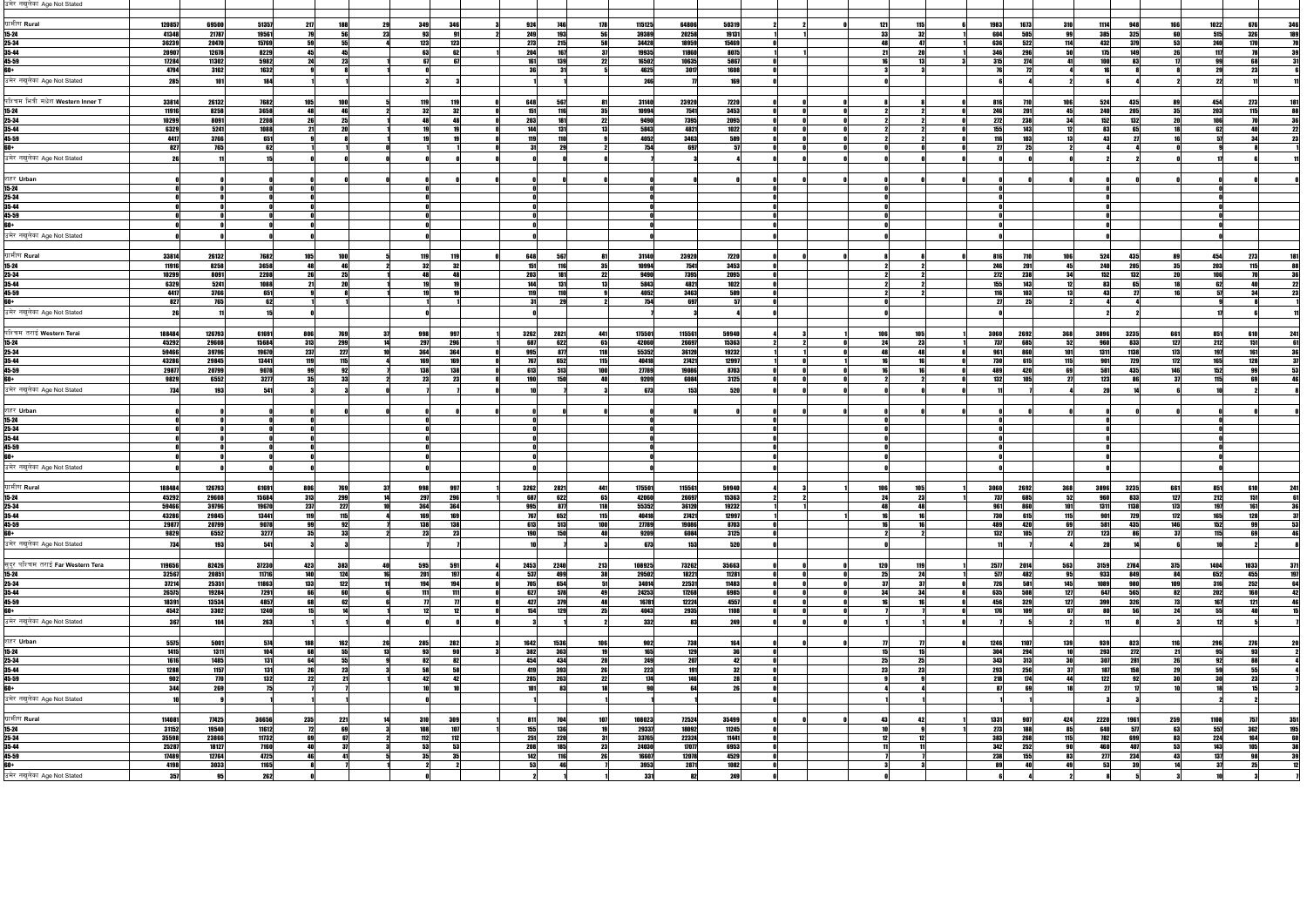| | | | | | | | | | | | | | | | | | | | | | | | | | | | | | | |
|---|---|---|---|---|---|---|---|---|---|---|---|---|---|---|---|---|---|---|---|---|---|---|---|---|---|---|---|---|---|---|
| उमेर नखुलेका Age Not Stated | | | | | | | | | | | | | | | | | | | | | | | | | | | | | | |
| ग्रामीण Rural | 120857 | 69500 | 51357 | 217 | 188 | 29 | 349 | 346 | 3 | 924 | 746 | 178 | 115125 | 64806 | 50319 | 2 | 2 | 0 | 121 | 115 | 6 | 1983 | 1673 | 310 | 1114 | 948 | 166 | 1022 | 676 | 346 |
| 15-24 | 41348 | 21787 | 19561 | 79 | 56 | 23 | 93 | 91 | 2 | 249 | 193 | 56 | 39389 | 20258 | 19131 | 1 | 1 | | 33 | 32 | 1 | 604 | 505 | 99 | 385 | 325 | 60 | 515 | 326 | 189 |
| 25-34 | 36239 | 20470 | 15769 | 59 | 55 | 4 | 123 | 123 | | 273 | 215 | 58 | 34428 | 18959 | 15469 | 0 | | | 48 | 47 | 1 | 636 | 522 | 114 | 432 | 379 | 53 | 240 | 170 | 70 |
| 35-44 | 20907 | 12678 | 8229 | 45 | 45 | | 63 | 62 | 1 | 204 | 167 | 37 | 19935 | 11860 | 8075 | 0 | | | 21 | 20 | 1 | 346 | 296 | 50 | 175 | 149 | 26 | 117 | 78 | 39 |
| 45-59 | 17284 | 11302 | 5982 | 24 | 23 | 1 | 67 | 67 | | 161 | 139 | 22 | 16502 | 10635 | 5867 | 0 | | | 16 | 13 | 3 | 315 | 274 | 41 | 100 | 83 | 17 | 99 | 68 | 31 |
| 60+ | 4794 | 3162 | 1632 | 9 | 8 | 1 | 3 | 3 | | 36 | 31 | 5 | 4625 | 3017 | 1608 | 0 | | | 3 | 3 | | 76 | 72 | 4 | 16 | 8 | 8 | 29 | 23 | 6 |
| उमेर नखुलेका Age Not Stated | 285 | 101 | 184 | 1 | 1 | | 3 | 3 | | 1 | 1 | | 246 | 77 | 169 | 0 | | | 0 | | | 6 | 4 | 2 | 6 | 4 | 2 | 22 | 11 | 11 |
| पश्चिम भित्री मधेश Western Inner T | 33814 | 26132 | 7682 | 105 | 100 | 5 | 119 | 119 | 0 | 648 | 567 | 81 | 31140 | 23920 | 7220 | 0 | 0 | 0 | 8 | 8 | 0 | 816 | 710 | 106 | 524 | 435 | 89 | 454 | 273 | 181 |
| 15-24 | 11916 | 8258 | 3658 | 48 | 46 | 2 | 32 | 32 | | 151 | 116 | 35 | 10994 | 7541 | 3453 | 0 | | | 2 | 2 | | 246 | 201 | 45 | 240 | 205 | 35 | 203 | 115 | 88 |
| 25-34 | 10299 | 8091 | 2208 | 26 | 25 | 1 | 48 | 48 | | 203 | 181 | 22 | 9490 | 7395 | 2095 | 0 | | | 2 | 2 | | 272 | 238 | 34 | 152 | 132 | 20 | 106 | 70 | 36 |
| 35-44 | 6329 | 5241 | 1088 | 21 | 20 | 1 | 19 | 19 | | 144 | 131 | 13 | 5843 | 4821 | 1022 | 0 | | | 2 | 2 | | 155 | 143 | 12 | 83 | 65 | 18 | 62 | 40 | 22 |
| 45-59 | 4417 | 3766 | 651 | 9 | 8 | 1 | 19 | 19 | | 119 | 110 | 9 | 4052 | 3463 | 589 | 0 | | | 2 | 2 | | 116 | 103 | 13 | 43 | 27 | 16 | 57 | 34 | 23 |
| 60+ | 827 | 765 | 62 | 1 | 1 | | 1 | 1 | | 31 | 29 | 2 | 754 | 697 | 57 | 0 | | | 0 | | | 27 | 25 | 2 | 4 | 4 | | 9 | 8 | 1 |
| उमेर नखुलेका Age Not Stated | 26 | 11 | 15 | 0 | | | 0 | | | 0 | | | 7 | 3 | 4 | 0 | | | 0 | | | 0 | | | 2 | 2 | | 17 | 6 | 11 |
| शहर Urban | 0 | 0 | 0 | 0 | 0 | 0 | 0 | | | 0 | | | 0 | | | 0 | | | 0 | | | 0 | | | 0 | | | 0 | | |
| 15-24 | 0 | 0 | 0 | 0 | | | 0 | | | 0 | | | 0 | | | 0 | | | 0 | | | 0 | | | 0 | | | | | |
| 25-34 | 0 | 0 | 0 | 0 | | | 0 | | | 0 | | | 0 | | | 0 | | | 0 | | | 0 | | | 0 | | | | | |
| 35-44 | 0 | 0 | 0 | 0 | | | 0 | | | 0 | | | 0 | | | 0 | | | 0 | | | 0 | | | 0 | | | | | |
| 45-59 | 0 | 0 | 0 | 0 | | | 0 | | | 0 | | | 0 | | | 0 | | | 0 | | | 0 | | | 0 | | | | | |
| 60+ | 0 | 0 | 0 | 0 | | | 0 | | | 0 | | | 0 | | | 0 | | | 0 | | | 0 | | | 0 | | | | | |
| उमेर नखुलेका Age Not Stated | 0 | 0 | 0 | 0 | | | 0 | | | 0 | | | 0 | | | 0 | | | 0 | | | 0 | | | 0 | | | | | |
| ग्रामीण Rural | 33814 | 26132 | 7682 | 105 | 100 | 5 | 119 | 119 | 0 | 648 | 567 | 81 | 31140 | 23920 | 7220 | 0 | 0 | 0 | 8 | 8 | 0 | 816 | 710 | 106 | 524 | 435 | 89 | 454 | 273 | 181 |
| 15-24 | 11916 | 8258 | 3658 | 48 | 46 | 2 | 32 | 32 | | 151 | 116 | 35 | 10994 | 7541 | 3453 | 0 | | | 2 | 2 | | 246 | 201 | 45 | 240 | 205 | 35 | 203 | 115 | 88 |
| 25-34 | 10299 | 8091 | 2208 | 26 | 25 | 1 | 48 | 48 | | 203 | 181 | 22 | 9490 | 7395 | 2095 | 0 | | | 2 | 2 | | 272 | 238 | 34 | 152 | 132 | 20 | 106 | 70 | 36 |
| 35-44 | 6329 | 5241 | 1088 | 21 | 20 | 1 | 19 | 19 | | 144 | 131 | 13 | 5843 | 4821 | 1022 | 0 | | | 2 | 2 | | 155 | 143 | 12 | 83 | 65 | 18 | 62 | 40 | 22 |
| 45-59 | 4417 | 3766 | 651 | 9 | 8 | 1 | 19 | 19 | | 119 | 110 | 9 | 4052 | 3463 | 589 | 0 | | | 2 | 2 | | 116 | 103 | 13 | 43 | 27 | 16 | 57 | 34 | 23 |
| 60+ | 827 | 765 | 62 | 1 | 1 | | 1 | 1 | | 31 | 29 | 2 | 754 | 697 | 57 | 0 | | | 0 | | | 27 | 25 | 2 | 4 | 4 | | 9 | 8 | 1 |
| उमेर नखुलेका Age Not Stated | 26 | 11 | 15 | 0 | | | 0 | | | 0 | | | 7 | 3 | 4 | 0 | | | 0 | | | 0 | | | 2 | 2 | | 17 | 6 | 11 |
| पश्चिम तराई Western Terai | 188484 | 126793 | 61691 | 806 | 769 | 37 | 998 | 997 | 1 | 3262 | 2821 | 441 | 175501 | 115561 | 59940 | 4 | 3 | 1 | 106 | 105 | 1 | 3060 | 2692 | 368 | 3896 | 3235 | 661 | 851 | 610 | 241 |
| 15-24 | 45292 | 29608 | 15684 | 313 | 299 | 14 | 297 | 296 | 1 | 687 | 622 | 65 | 42060 | 26697 | 15363 | 2 | 2 | | 24 | 23 | 1 | 737 | 685 | 52 | 960 | 833 | 127 | 212 | 151 | 61 |
| 25-34 | 59466 | 39796 | 19670 | 237 | 227 | 10 | 364 | 364 | | 995 | 877 | 118 | 55352 | 36120 | 19232 | 1 | 1 | | 48 | 48 | | 961 | 860 | 101 | 1311 | 1138 | 173 | 197 | 161 | 36 |
| 35-44 | 43286 | 29845 | 13441 | 119 | 115 | 4 | 169 | 169 | | 767 | 652 | 115 | 40418 | 27421 | 12997 | 0 | | | 16 | 16 | | 730 | 615 | 115 | 901 | 729 | 172 | 165 | 128 | 37 |
| 45-59 | 29877 | 20799 | 9078 | 99 | 92 | 7 | 138 | 138 | | 613 | 513 | 100 | 27789 | 19086 | 8703 | 0 | | | 16 | 16 | | 489 | 420 | 69 | 581 | 435 | 146 | 152 | 99 | 53 |
| 60+ | 9829 | 6552 | 3277 | 35 | 33 | 2 | 23 | 23 | | 190 | 150 | 40 | 9209 | 6084 | 3125 | 0 | | | 2 | 2 | | 132 | 105 | 27 | 123 | 86 | 37 | 115 | 69 | 46 |
| उमेर नखुलेका Age Not Stated | 734 | 193 | 541 | 3 | 3 | | 7 | 7 | | 10 | 7 | 3 | 673 | 153 | 520 | 0 | | | 0 | | | 11 | 11 | | 20 | 14 | 6 | 10 | 2 | 8 |
| शहर Urban | 0 | 0 | 0 | 0 | 0 | 0 | 0 | | | 0 | | | 0 | | | 0 | | | 0 | | | 0 | | | 0 | | | 0 | | |
| 15-24 | 0 | 0 | 0 | 0 | | | 0 | | | 0 | | | 0 | | | 0 | | | 0 | | | 0 | | | 0 | | | | | |
| 25-34 | 0 | 0 | 0 | 0 | | | 0 | | | 0 | | | 0 | | | 0 | | | 0 | | | 0 | | | 0 | | | | | |
| 35-44 | 0 | 0 | 0 | 0 | | | 0 | | | 0 | | | 0 | | | 0 | | | 0 | | | 0 | | | 0 | | | | | |
| 45-59 | 0 | 0 | 0 | 0 | | | 0 | | | 0 | | | 0 | | | 0 | | | 0 | | | 0 | | | 0 | | | | | |
| 60+ | 0 | 0 | 0 | 0 | | | 0 | | | 0 | | | 0 | | | 0 | | | 0 | | | 0 | | | 0 | | | | | |
| उमेर नखुलेका Age Not Stated | 0 | 0 | 0 | 0 | | | 0 | | | 0 | | | 0 | | | 0 | | | 0 | | | 0 | | | 0 | | | | | |
| ग्रामीण Rural | 188484 | 126793 | 61691 | 806 | 769 | 37 | 998 | 997 | 1 | 3262 | 2821 | 441 | 175501 | 115561 | 59940 | 4 | 3 | 1 | 106 | 105 | 1 | 3060 | 2692 | 368 | 3896 | 3235 | 661 | 851 | 610 | 241 |
| 15-24 | 45292 | 29608 | 15684 | 313 | 299 | 14 | 297 | 296 | 1 | 687 | 622 | 65 | 42060 | 26697 | 15363 | 2 | 2 | | 24 | 23 | 1 | 737 | 685 | 52 | 960 | 833 | 127 | 212 | 151 | 61 |
| 25-34 | 59466 | 39796 | 19670 | 237 | 227 | 10 | 364 | 364 | | 995 | 877 | 118 | 55352 | 36120 | 19232 | 1 | 1 | | 48 | 48 | | 961 | 860 | 101 | 1311 | 1138 | 173 | 197 | 161 | 36 |
| 35-44 | 43286 | 29845 | 13441 | 119 | 115 | 4 | 169 | 169 | | 767 | 652 | 115 | 40418 | 27421 | 12997 | 0 | | | 16 | 16 | | 730 | 615 | 115 | 901 | 729 | 172 | 165 | 128 | 37 |
| 45-59 | 29877 | 20799 | 9078 | 99 | 92 | 7 | 138 | 138 | | 613 | 513 | 100 | 27789 | 19086 | 8703 | 0 | | | 16 | 16 | | 489 | 420 | 69 | 581 | 435 | 146 | 152 | 99 | 53 |
| 60+ | 9829 | 6552 | 3277 | 35 | 33 | 2 | 23 | 23 | | 190 | 150 | 40 | 9209 | 6084 | 3125 | 0 | | | 2 | 2 | | 132 | 105 | 27 | 123 | 86 | 37 | 115 | 69 | 46 |
| उमेर नखुलेका Age Not Stated | 734 | 193 | 541 | 3 | 3 | | 7 | 7 | | 10 | 7 | 3 | 673 | 153 | 520 | 0 | | | 0 | | | 11 | 11 | | 20 | 14 | 6 | 10 | 2 | 8 |
| सुदूर पश्चिम तराई Far Western Tera | 119656 | 82426 | 37230 | 423 | 383 | 40 | 595 | 591 | 4 | 2453 | 2240 | 213 | 108925 | 73262 | 35663 | 0 | 0 | 0 | 120 | 119 | 1 | 2577 | 2014 | 563 | 3159 | 2784 | 375 | 1404 | 1033 | 371 |
| 15-24 | 32567 | 20851 | 11716 | 140 | 124 | 16 | 201 | 197 | 4 | 537 | 499 | 38 | 29502 | 18221 | 11281 | 0 | | | 25 | 24 | 1 | 577 | 482 | 95 | 933 | 849 | 84 | 652 | 455 | 197 |
| 25-34 | 37214 | 25351 | 11863 | 133 | 122 | 11 | 194 | 194 | | 705 | 654 | 51 | 34014 | 22531 | 11483 | 0 | | | 37 | 37 | | 726 | 581 | 145 | 1089 | 980 | 109 | 316 | 252 | 64 |
| 35-44 | 26575 | 19284 | 7291 | 66 | 60 | 6 | 111 | 111 | | 627 | 578 | 49 | 24253 | 17268 | 6985 | 0 | | | 34 | 34 | | 635 | 508 | 127 | 647 | 565 | 82 | 202 | 160 | 42 |
| 45-59 | 18391 | 13534 | 4857 | 68 | 62 | 6 | 77 | 77 | | 427 | 379 | 48 | 16781 | 12224 | 4557 | 0 | | | 16 | 16 | | 456 | 329 | 127 | 399 | 326 | 73 | 167 | 121 | 46 |
| 60+ | 4542 | 3302 | 1240 | 15 | 14 | 1 | 12 | 12 | | 154 | 129 | 25 | 4043 | 2935 | 1108 | 0 | | | 7 | 7 | | 176 | 109 | 67 | 80 | 56 | 24 | 55 | 40 | 15 |
| उमेर नखुलेका Age Not Stated | 367 | 104 | 263 | 1 | 1 | | 0 | | | 3 | 1 | 2 | 332 | 83 | 249 | 0 | | | 1 | 1 | | 7 | 5 | 2 | 11 | 8 | 3 | 12 | 5 | 7 |
| शहर Urban | 5575 | 5001 | 574 | 188 | 162 | 26 | 285 | 282 | 3 | 1642 | 1536 | 106 | 902 | 738 | 164 | 0 | | | 77 | 77 | | 1246 | 1107 | 139 | 939 | 823 | 116 | 296 | 276 | 20 |
| 15-24 | 1415 | 1311 | 104 | 68 | 55 | 13 | 93 | 90 | 3 | 382 | 363 | 19 | 165 | 129 | 36 | 0 | | | 15 | 15 | | 304 | 294 | 10 | 293 | 272 | 21 | 95 | 93 | 2 |
| 25-34 | 1616 | 1485 | 131 | 64 | 55 | 9 | 82 | 82 | | 454 | 434 | 20 | 249 | 207 | 42 | 0 | | | 25 | 25 | | 343 | 313 | 30 | 307 | 281 | 26 | 92 | 88 | 4 |
| 35-44 | 1288 | 1157 | 131 | 26 | 23 | 3 | 58 | 58 | | 419 | 393 | 26 | 223 | 191 | 32 | 0 | | | 23 | 23 | | 293 | 256 | 37 | 187 | 158 | 29 | 59 | 55 | 4 |
| 45-59 | 902 | 770 | 132 | 22 | 21 | 1 | 42 | 42 | | 285 | 263 | 22 | 174 | 146 | 28 | 0 | | | 9 | 9 | | 218 | 174 | 44 | 122 | 92 | 30 | 30 | 23 | 7 |
| 60+ | 344 | 269 | 75 | 7 | 7 | | 10 | 10 | | 101 | 83 | 18 | 90 | 64 | 26 | 0 | | | 4 | 4 | | 87 | 69 | 18 | 27 | 17 | 10 | 18 | 15 | 3 |
| उमेर नखुलेका Age Not Stated | 10 | 9 | 1 | 1 | 1 | | 0 | | | 1 | 1 | | 0 | | | 0 | | | 1 | 1 | | 1 | 1 | | 3 | 3 | | 2 | 2 | |
| ग्रामीण Rural | 114081 | 77425 | 36656 | 235 | 221 | 14 | 310 | 309 | 1 | 811 | 704 | 107 | 108023 | 72524 | 35499 | 0 | | | 43 | 42 | 1 | 1331 | 907 | 424 | 2220 | 1961 | 259 | 1108 | 757 | 351 |
| 15-24 | 31152 | 19540 | 11612 | 72 | 69 | 3 | 108 | 107 | 1 | 155 | 136 | 19 | 29337 | 18092 | 11245 | 0 | | | 10 | 9 | 1 | 273 | 188 | 85 | 640 | 577 | 63 | 557 | 362 | 195 |
| 25-34 | 35598 | 23866 | 11732 | 69 | 67 | 2 | 112 | 112 | | 251 | 220 | 31 | 33765 | 22324 | 11441 | 0 | | | 12 | 12 | | 383 | 268 | 115 | 782 | 699 | 83 | 224 | 164 | 60 |
| 35-44 | 25287 | 18127 | 7160 | 40 | 37 | 3 | 53 | 53 | | 208 | 185 | 23 | 24030 | 17077 | 6953 | 0 | | | 11 | 11 | | 342 | 252 | 90 | 460 | 407 | 53 | 143 | 105 | 38 |
| 45-59 | 17489 | 12764 | 4725 | 46 | 41 | 5 | 35 | 35 | | 142 | 116 | 26 | 16607 | 12078 | 4529 | 0 | | | 7 | 7 | | 238 | 155 | 83 | 277 | 234 | 43 | 137 | 98 | 39 |
| 60+ | 4198 | 3033 | 1165 | 8 | 7 | 1 | 2 | 2 | | 53 | 46 | 7 | 3953 | 2871 | 1082 | 0 | | | 3 | 3 | | 89 | 40 | 49 | 53 | 39 | 14 | 37 | 25 | 12 |
| उमेर नखुलेका Age Not Stated | 357 | 95 | 262 | 0 | | | 0 | | | 2 | 1 | 1 | 331 | 82 | 249 | 0 | | | 0 | | | 6 | 4 | 2 | 8 | 5 | 3 | 10 | 3 | 7 |